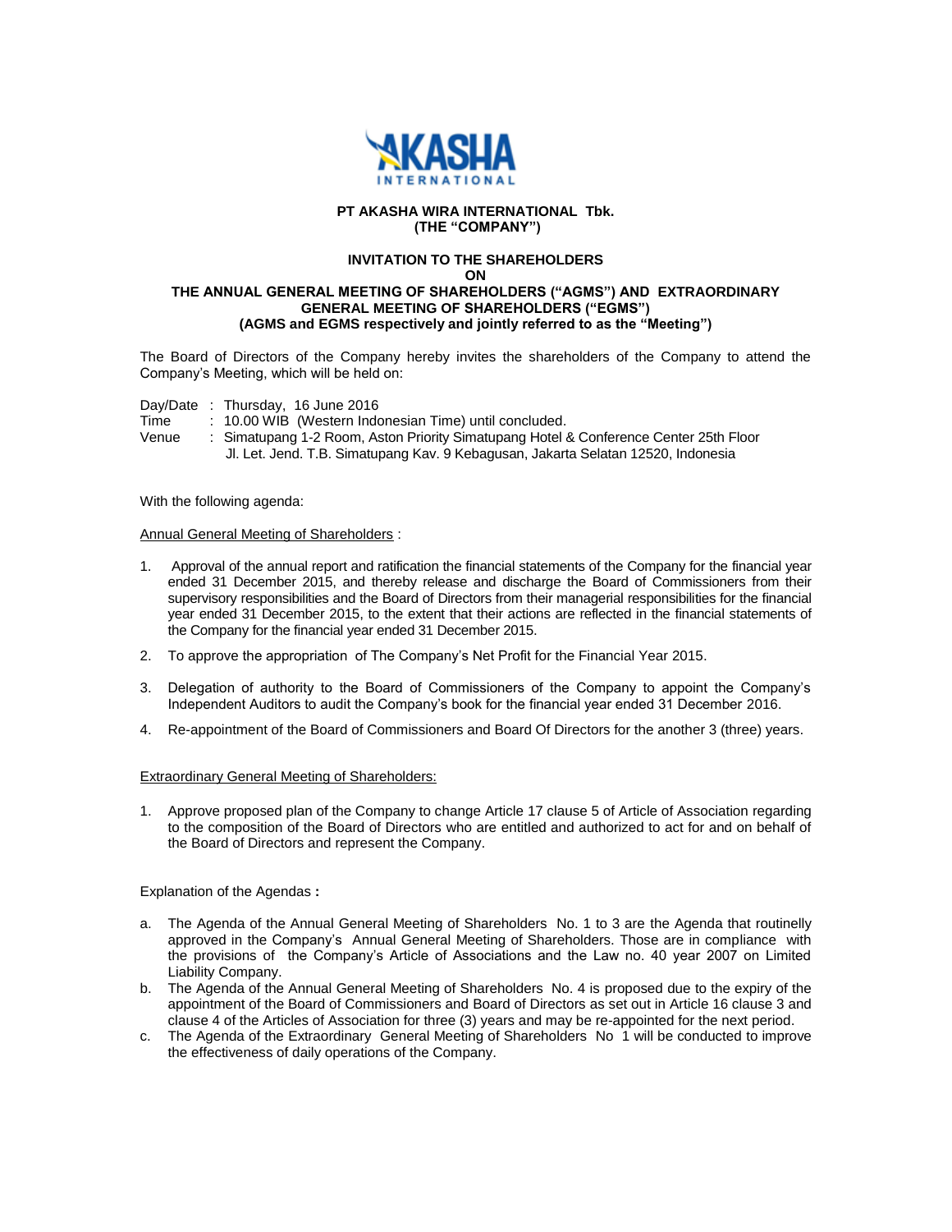**PT AKASHA WIRA INTERNATIONAL Tbk.**
**(THE "COMPANY")**

**INVITATION TO THE SHAREHOLDERS**
**ON**
**THE ANNUAL GENERAL MEETING OF SHAREHOLDERS ("AGMS") AND EXTRAORDINARY GENERAL MEETING OF SHAREHOLDERS ("EGMS")**
**(AGMS and EGMS respectively and jointly referred to as the "Meeting")**

The Board of Directors of the Company hereby invites the shareholders of the Company to attend the Company's Meeting, which will be held on:

Day/Date : Thursday, 16 June 2016
Time : 10.00 WIB (Western Indonesian Time) until concluded.
Venue : Simatupang 1-2 Room, Aston Priority Simatupang Hotel & Conference Center 25th Floor
Jl. Let. Jend. T.B. Simatupang Kav. 9 Kebagusan, Jakarta Selatan 12520, Indonesia

With the following agenda:

Annual General Meeting of Shareholders :

1. Approval of the annual report and ratification the financial statements of the Company for the financial year ended 31 December 2015, and thereby release and discharge the Board of Commissioners from their supervisory responsibilities and the Board of Directors from their managerial responsibilities for the financial year ended 31 December 2015, to the extent that their actions are reflected in the financial statements of the Company for the financial year ended 31 December 2015.
2. To approve the appropriation of The Company's Net Profit for the Financial Year 2015.
3. Delegation of authority to the Board of Commissioners of the Company to appoint the Company's Independent Auditors to audit the Company's book for the financial year ended 31 December 2016.
4. Re-appointment of the Board of Commissioners and Board Of Directors for the another 3 (three) years.

Extraordinary General Meeting of Shareholders:

1. Approve proposed plan of the Company to change Article 17 clause 5 of Article of Association regarding to the composition of the Board of Directors who are entitled and authorized to act for and on behalf of the Board of Directors and represent the Company.

Explanation of the Agendas **:**

a. The Agenda of the Annual General Meeting of Shareholders No. 1 to 3 are the Agenda that routinely approved in the Company's Annual General Meeting of Shareholders. Those are in compliance with the provisions of the Company's Article of Associations and the Law no. 40 year 2007 on Limited Liability Company.
b. The Agenda of the Annual General Meeting of Shareholders No. 4 is proposed due to the expiry of the appointment of the Board of Commissioners and Board of Directors as set out in Article 16 clause 3 and clause 4 of the Articles of Association for three (3) years and may be re-appointed for the next period.
c. The Agenda of the Extraordinary General Meeting of Shareholders No 1 will be conducted to improve the effectiveness of daily operations of the Company.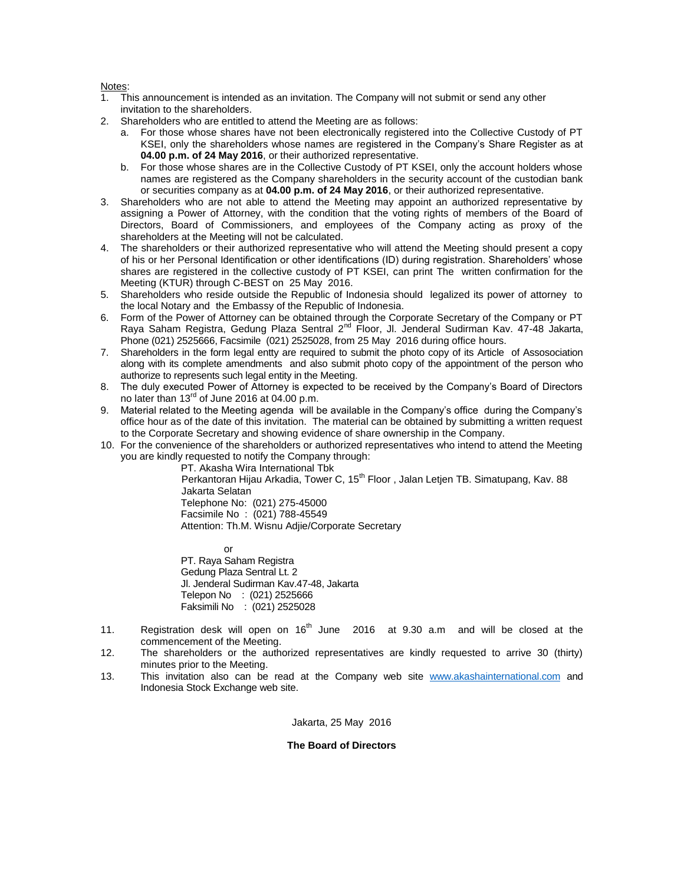Notes:

1. This announcement is intended as an invitation. The Company will not submit or send any other invitation to the shareholders.
2. Shareholders who are entitled to attend the Meeting are as follows:
   a. For those whose shares have not been electronically registered into the Collective Custody of PT KSEI, only the shareholders whose names are registered in the Company's Share Register as at **04.00 p.m. of 24 May 2016**, or their authorized representative.
   b. For those whose shares are in the Collective Custody of PT KSEI, only the account holders whose names are registered as the Company shareholders in the security account of the custodian bank or securities company as at **04.00 p.m. of 24 May 2016**, or their authorized representative.
3. Shareholders who are not able to attend the Meeting may appoint an authorized representative by assigning a Power of Attorney, with the condition that the voting rights of members of the Board of Directors, Board of Commissioners, and employees of the Company acting as proxy of the shareholders at the Meeting will not be calculated.
4. The shareholders or their authorized representative who will attend the Meeting should present a copy of his or her Personal Identification or other identifications (ID) during registration. Shareholders' whose shares are registered in the collective custody of PT KSEI, can print The written confirmation for the Meeting (KTUR) through C-BEST on 25 May 2016.
5. Shareholders who reside outside the Republic of Indonesia should legalized its power of attorney to the local Notary and the Embassy of the Republic of Indonesia.
6. Form of the Power of Attorney can be obtained through the Corporate Secretary of the Company or PT Raya Saham Registra, Gedung Plaza Sentral 2nd Floor, Jl. Jenderal Sudirman Kav. 47-48 Jakarta, Phone (021) 2525666, Facsimile (021) 2525028, from 25 May 2016 during office hours.
7. Shareholders in the form legal entty are required to submit the photo copy of its Article of Assosociation along with its complete amendments and also submit photo copy of the appointment of the person who authorize to represents such legal entity in the Meeting.
8. The duly executed Power of Attorney is expected to be received by the Company's Board of Directors no later than 13rd of June 2016 at 04.00 p.m.
9. Material related to the Meeting agenda will be available in the Company's office during the Company's office hour as of the date of this invitation. The material can be obtained by submitting a written request to the Corporate Secretary and showing evidence of share ownership in the Company.
10. For the convenience of the shareholders or authorized representatives who intend to attend the Meeting you are kindly requested to notify the Company through:

    PT. Akasha Wira International Tbk
    Perkantoran Hijau Arkadia, Tower C, 15th Floor , Jalan Letjen TB. Simatupang, Kav. 88
    Jakarta Selatan
    Telephone No: (021) 275-45000
    Facsimile No : (021) 788-45549
    Attention: Th.M. Wisnu Adjie/Corporate Secretary

    or

    PT. Raya Saham Registra
    Gedung Plaza Sentral Lt. 2
    Jl. Jenderal Sudirman Kav.47-48, Jakarta
    Telepon No : (021) 2525666
    Faksimili No : (021) 2525028

11. Registration desk will open on 16th June 2016 at 9.30 a.m and will be closed at the commencement of the Meeting.
12. The shareholders or the authorized representatives are kindly requested to arrive 30 (thirty) minutes prior to the Meeting.
13. This invitation also can be read at the Company web site www.akashainternational.com and Indonesia Stock Exchange web site.

Jakarta, 25 May 2016

**The Board of Directors**